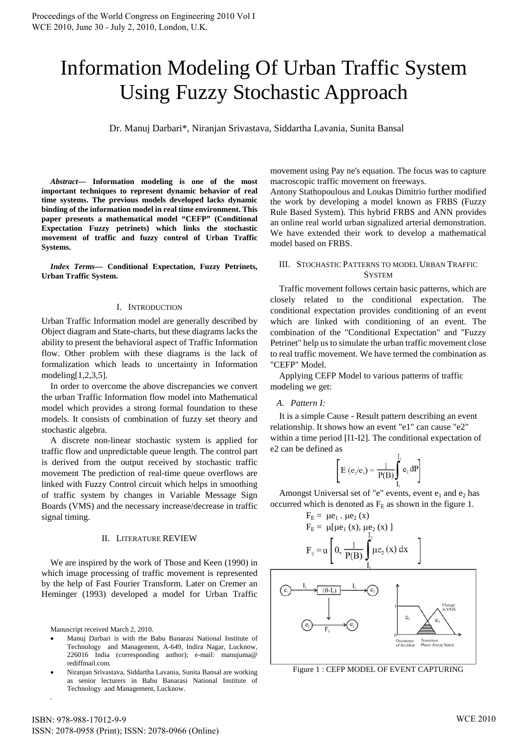# Information Modeling Of Urban Traffic System Using Fuzzy Stochastic Approach

Dr. Manuj Darbari*, Niranjan Srivastava, Siddartha Lavania, Sunita Bansal

***Abstract*— Information modeling is one of the most important techniques to represent dynamic behavior of real time systems. The previous models developed lacks dynamic binding of the information model in real time environment. This paper presents a mathematical model "CEFP" (Conditional Expectation Fuzzy petrinets) which links the stochastic movement of traffic and fuzzy control of Urban Traffic Systems.**

***Index Terms*— Conditional Expectation, Fuzzy Petrinets, Urban Traffic System.**

## I. Introduction

Urban Traffic Information model are generally described by Object diagram and State-charts, but these diagrams lacks the ability to present the behavioral aspect of Traffic Information flow. Other problem with these diagrams is the lack of formalization which leads to uncertainty in Information modeling[1,2,3,5].

In order to overcome the above discrepancies we convert the urban Traffic Information flow model into Mathematical model which provides a strong formal foundation to these models. It consists of combination of fuzzy set theory and stochastic algebra.

A discrete non-linear stochastic system is applied for traffic flow and unpredictable queue length. The control part is derived from the output received by stochastic traffic movement The prediction of real-time queue overflows are linked with Fuzzy Control circuit which helps in smoothing of traffic system by changes in Variable Message Sign Boards (VMS) and the necessary increase/decrease in traffic signal timing.

## II. Literature REVIEW

We are inspired by the work of Those and Keen (1990) in which image processing of traffic movement is represented by the help of Fast Fourier Transform. Later on Cremer an Heminger (1993) developed a model for Urban Traffic movement using Pay ne's equation. The focus was to capture macroscopic traffic movement on freeways.

Antony Stathopoulous and Loukas Dimitrio further modified the work by developing a model known as FRBS (Fuzzy Rule Based System). This hybrid FRBS and ANN provides an online real world urban signalized arterial demonstration. We have extended their work to develop a mathematical model based on FRBS.

## III. Stochastic Patterns to Model Urban Traffic System

Traffic movement follows certain basic patterns, which are closely related to the conditional expectation. The conditional expectation provides conditioning of an event which are linked with conditioning of an event. The combination of the "Conditional Expectation" and "Fuzzy Petrinet" help us to simulate the urban traffic movement close to real traffic movement. We have termed the combination as "CEFP" Model.

Applying CEFP Model to various patterns of traffic modeling we get:

### *A. Pattern I:*

It is a simple Cause - Result pattern describing an event relationship. It shows how an event "e1" can cause "e2" within a time period [I1-I2]. The conditional expectation of e2 can be defined as

$$\left[ E\,(e_2/e_1) = \frac{1}{P(B)} \int_{I_1}^{I_2} e_2\, dP \right]$$

Amongst Universal set of "e" events, event $e_1$ and $e_2$ has occurred which is denoted as $F_E$ as shown in the figure 1.

$$F_E = \mu e_1 \,.\, \mu e_2\,(x)$$

$$F_E = \mu[\mu e_1\,(x),\, \mu e_2\,(x)\,]$$

$$F_E = u\left[ 0,\ \frac{1}{P(B)} \int_{I_1}^{I_2} \mu e_2\,(x)\, dx \right]$$

Figure 1 : CEFP MODEL OF EVENT CAPTURING

---

Manuscript received March 2, 2010.

- Manuj Darbari is with the Babu Banarasi National Institute of Technology and Management, A-649, Indira Nagar, Lucknow, 226016 India (corresponding author); e-mail: manujuma@ rediffmail.com.
- Niranjan Srivastava, Siddartha Lavania, Sunita Bansal are working as senior lecturers in Babu Banarasi National Institute of Technology and Management, Lucknow.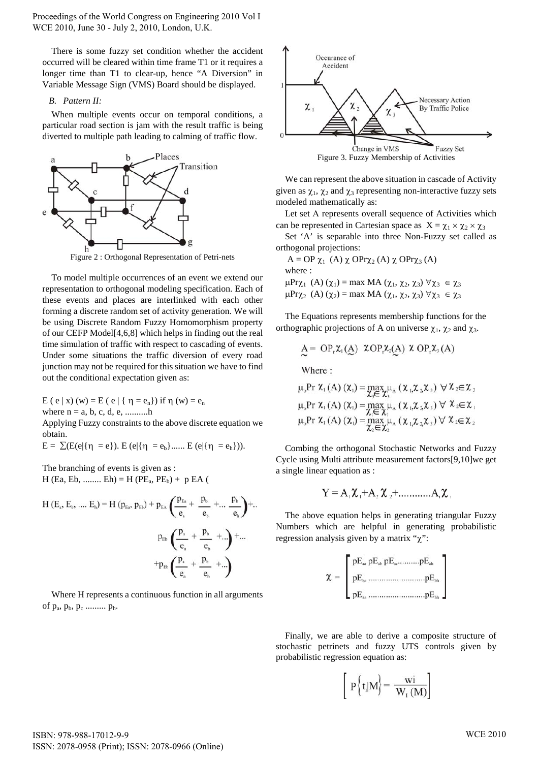There is some fuzzy set condition whether the accident occurred will be cleared within time frame T1 or it requires a longer time than T1 to clear-up, hence "A Diversion" in Variable Message Sign (VMS) Board should be displayed.

*B. Pattern II:*

When multiple events occur on temporal conditions, a particular road section is jam with the result traffic is being diverted to multiple path leading to calming of traffic flow.

Figure 2 : Orthogonal Representation of Petri-nets

To model multiple occurrences of an event we extend our representation to orthogonal modeling specification. Each of these events and places are interlinked with each other forming a discrete random set of activity generation. We will be using Discrete Random Fuzzy Homomorphism property of our CEFP Model[4,6,8] which helps in finding out the real time simulation of traffic with respect to cascading of events. Under some situations the traffic diversion of every road junction may not be required for this situation we have to find out the conditional expectation given as:

$E ( e \mid x) (w) = E ( e \mid \{ \eta = e_n\})$ if $\eta (w) = e_n$

where n = a, b, c, d, e, ..........h

Applying Fuzzy constraints to the above discrete equation we obtain.

$E = \sum(E(e|\{\eta = e\}). E (e|\{\eta = e_b\}...... E (e|\{\eta = e_h\}))$.

The branching of events is given as :

$H (Ea, Eb, ........ Eh) = H (PE_a, PE_b) + p EA ($

$$H (E_a, E_b, .... E_h) = H (p_{Ea}, p_{Eb}) + p_{EA}\left(\frac{p_{Ea}}{e_a} + \frac{p_b}{e_b} + ... \frac{p_h}{e_h}\right) + ..$$

$$p_{Eb}\left(\frac{p_a}{e_a} + \frac{p_b}{e_b} + ...\right) + ...$$

$$+ p_{Eb}\left(\frac{p_a}{e_a} + \frac{p_b}{e_b} + ...\right)$$

Where H represents a continuous function in all arguments of $p_a$, $p_b$, $p_c$ ......... $p_h$.

Figure 3. Fuzzy Membership of Activities

We can represent the above situation in cascade of Activity given as $\chi_1$, $\chi_2$ and $\chi_3$ representing non-interactive fuzzy sets modeled mathematically as:

Let set A represents overall sequence of Activities which can be represented in Cartesian space as $X = \chi_1 \times \chi_2 \times \chi_3$

Set 'A' is separable into three Non-Fuzzy set called as orthogonal projections:

$A = OP\ \chi_1\ (A)\ \chi\ OPr\chi_2\ (A)\ \chi\ OPr\chi_3\ (A)$

where :

$\mu Pr\chi_1\ (A)\ (\chi_1) = \max MA\ (\chi_1, \chi_2, \chi_3)\ \forall \chi_3 \in \chi_3$

$\mu Pr\chi_2\ (A)\ (\chi_2) = \max MA\ (\chi_1, \chi_2, \chi_3)\ \forall \chi_3 \in \chi_3$

The Equations represents membership functions for the orthographic projections of A on universe $\chi_1$, $\chi_2$ and $\chi_3$.

$$\underset{\sim}{A} = OP_r\chi_1(\underset{\sim}{A})\ \chi OP_r\chi_2(\underset{\sim}{A})\ \chi\ OP_r\chi_3(A)$$

Where :

$$\mu_o Pr\ \chi_1 (A) (\chi_1) = \max_{\chi_3 \in \chi_3} \mu_A (\chi_1, \chi_2, \chi_3)\ \forall \chi_2 \in \chi_3$$

$$\mu_o Pr\ \chi_1 (A) (\chi_1) = \max_{\chi_1 \in \chi_1} \mu_A (\chi_1, \chi_2, \chi_3)\ \forall \chi_2 \in \chi_1$$

$$\mu_o Pr\ \chi_1 (A) (\chi_1) = \max_{\chi_2 \in \chi_2} \mu_A (\chi_1, \chi_2, \chi_3)\ \forall \chi_2 \in \chi_2$$

Combing the orthogonal Stochastic Networks and Fuzzy Cycle using Multi attribute measurement factors[9,10]we get a single linear equation as :

$$Y = A_1\chi_1 + A_2\chi_2 + ............A_i\chi_i$$

The above equation helps in generating triangular Fuzzy Numbers which are helpful in generating probabilistic regression analysis given by a matrix "$\chi$":

$$\chi = \begin{bmatrix} pE_{aa}\ pE_{ab}\ pE_{ac}..........pE_{ah} \\ pE_{ba}\ ..........................pE_{bh} \\ pE_{ha}\ ..........................pE_{hh} \end{bmatrix}$$

Finally, we are able to derive a composite structure of stochastic petrinets and fuzzy UTS controls given by probabilistic regression equation as:

$$\left[\ P\left\{t_i|M\right\} = \frac{wi}{W_I\ (M)}\right]$$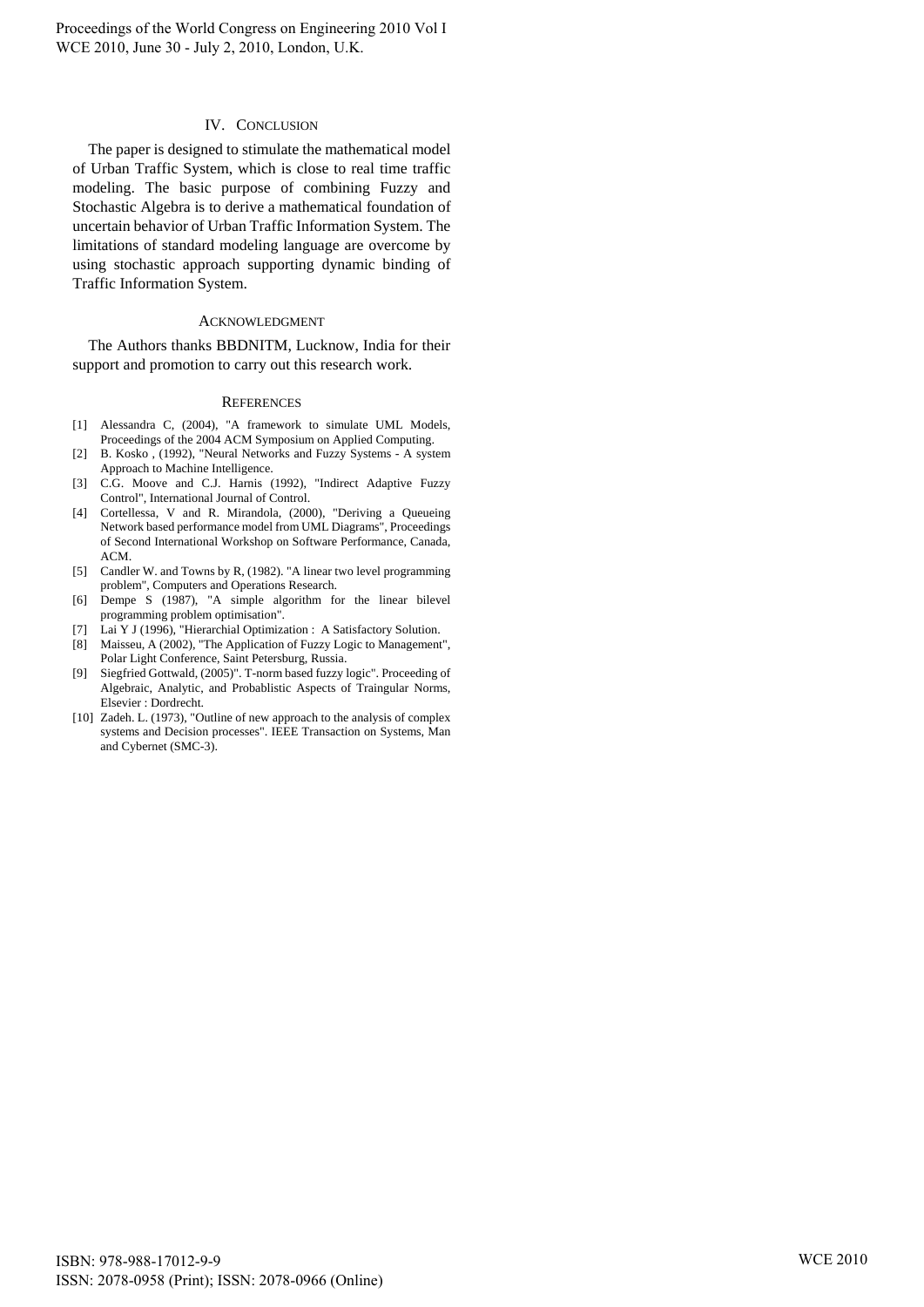## IV. Conclusion

The paper is designed to stimulate the mathematical model of Urban Traffic System, which is close to real time traffic modeling. The basic purpose of combining Fuzzy and Stochastic Algebra is to derive a mathematical foundation of uncertain behavior of Urban Traffic Information System. The limitations of standard modeling language are overcome by using stochastic approach supporting dynamic binding of Traffic Information System.

## Acknowledgment

The Authors thanks BBDNITM, Lucknow, India for their support and promotion to carry out this research work.

## References

[1] Alessandra C, (2004), "A framework to simulate UML Models, Proceedings of the 2004 ACM Symposium on Applied Computing.

[2] B. Kosko , (1992), "Neural Networks and Fuzzy Systems - A system Approach to Machine Intelligence.

[3] C.G. Moove and C.J. Harnis (1992), "Indirect Adaptive Fuzzy Control", International Journal of Control.

[4] Cortellessa, V and R. Mirandola, (2000), "Deriving a Queueing Network based performance model from UML Diagrams", Proceedings of Second International Workshop on Software Performance, Canada, ACM.

[5] Candler W. and Towns by R, (1982). "A linear two level programming problem", Computers and Operations Research.

[6] Dempe S (1987), "A simple algorithm for the linear bilevel programming problem optimisation".

[7] Lai Y J (1996), "Hierarchial Optimization : A Satisfactory Solution.

[8] Maisseu, A (2002), "The Application of Fuzzy Logic to Management", Polar Light Conference, Saint Petersburg, Russia.

[9] Siegfried Gottwald, (2005)". T-norm based fuzzy logic". Proceeding of Algebraic, Analytic, and Probablistic Aspects of Traingular Norms, Elsevier : Dordrecht.

[10] Zadeh. L. (1973), "Outline of new approach to the analysis of complex systems and Decision processes". IEEE Transaction on Systems, Man and Cybernet (SMC-3).